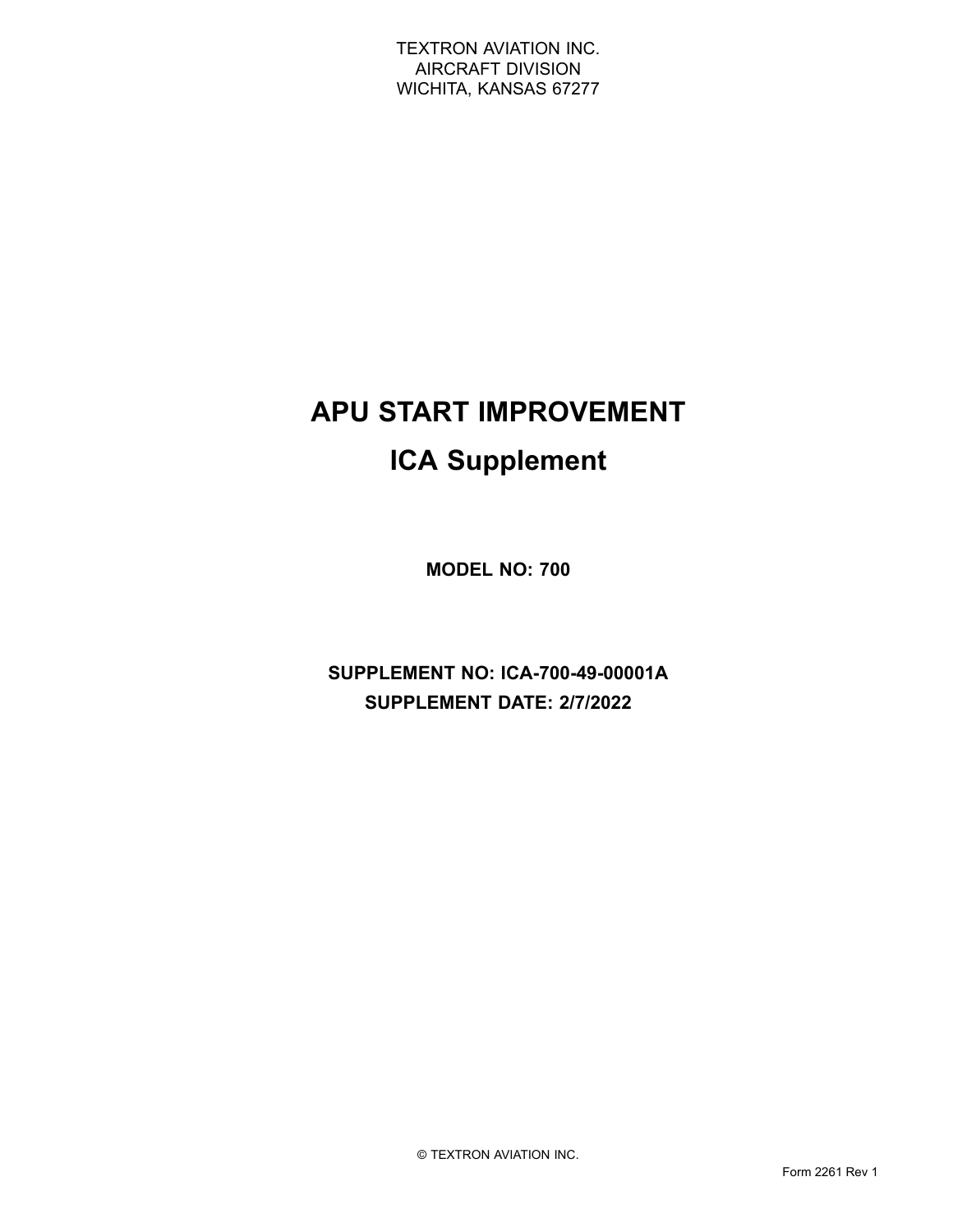TEXTRON AVIATION INC.
AIRCRAFT DIVISION
WICHITA, KANSAS 67277

# APU START IMPROVEMENT

# ICA Supplement

**MODEL NO: 700**

**SUPPLEMENT NO: ICA-700-49-00001A**
**SUPPLEMENT DATE: 2/7/2022**

© TEXTRON AVIATION INC.

Form 2261 Rev 1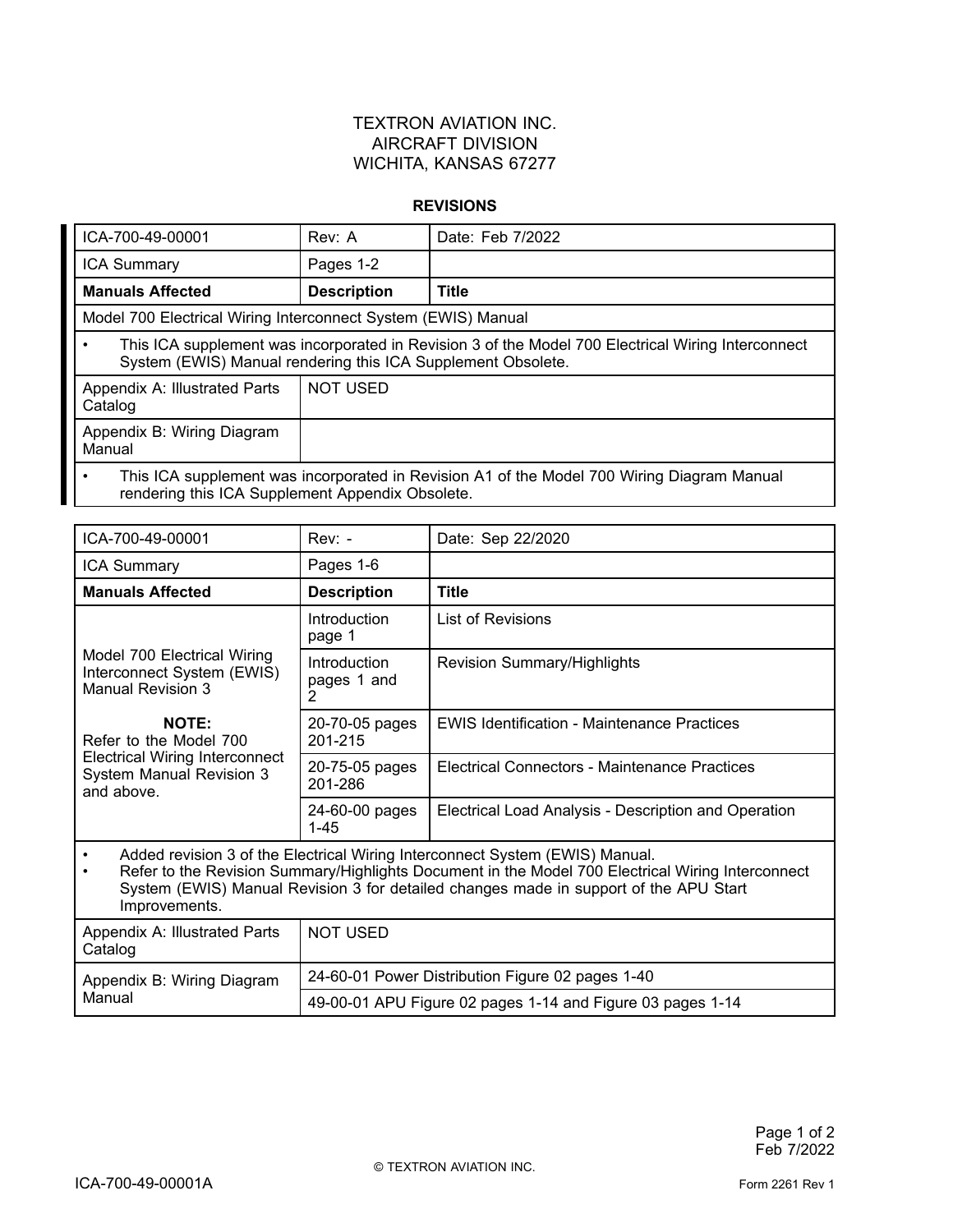TEXTRON AVIATION INC.
AIRCRAFT DIVISION
WICHITA, KANSAS 67277

## REVISIONS

| ICA-700-49-00001 | Rev: A | Date: Feb 7/2022 |
| --- | --- | --- |
| ICA Summary | Pages 1-2 | |
| **Manuals Affected** | **Description** | **Title** |
| Model 700 Electrical Wiring Interconnect System (EWIS) Manual | | |
| • This ICA supplement was incorporated in Revision 3 of the Model 700 Electrical Wiring Interconnect System (EWIS) Manual rendering this ICA Supplement Obsolete. | | |
| Appendix A: Illustrated Parts Catalog | NOT USED | |
| Appendix B: Wiring Diagram Manual | | |
| • This ICA supplement was incorporated in Revision A1 of the Model 700 Wiring Diagram Manual rendering this ICA Supplement Appendix Obsolete. | | |

| ICA-700-49-00001 | Rev: - | Date: Sep 22/2020 |
| --- | --- | --- |
| ICA Summary | Pages 1-6 | |
| **Manuals Affected** | **Description** | **Title** |
| Model 700 Electrical Wiring Interconnect System (EWIS) Manual Revision 3<br><br>**NOTE:**<br>Refer to the Model 700 Electrical Wiring Interconnect System Manual Revision 3 and above. | Introduction page 1 | List of Revisions |
| | Introduction pages 1 and 2 | Revision Summary/Highlights |
| | 20-70-05 pages 201-215 | EWIS Identification - Maintenance Practices |
| | 20-75-05 pages 201-286 | Electrical Connectors - Maintenance Practices |
| | 24-60-00 pages 1-45 | Electrical Load Analysis - Description and Operation |
| • Added revision 3 of the Electrical Wiring Interconnect System (EWIS) Manual.<br>• Refer to the Revision Summary/Highlights Document in the Model 700 Electrical Wiring Interconnect System (EWIS) Manual Revision 3 for detailed changes made in support of the APU Start Improvements. | | |
| Appendix A: Illustrated Parts Catalog | NOT USED | |
| Appendix B: Wiring Diagram Manual | 24-60-01 Power Distribution Figure 02 pages 1-40 | |
| | 49-00-01 APU Figure 02 pages 1-14 and Figure 03 pages 1-14 | |

© TEXTRON AVIATION INC.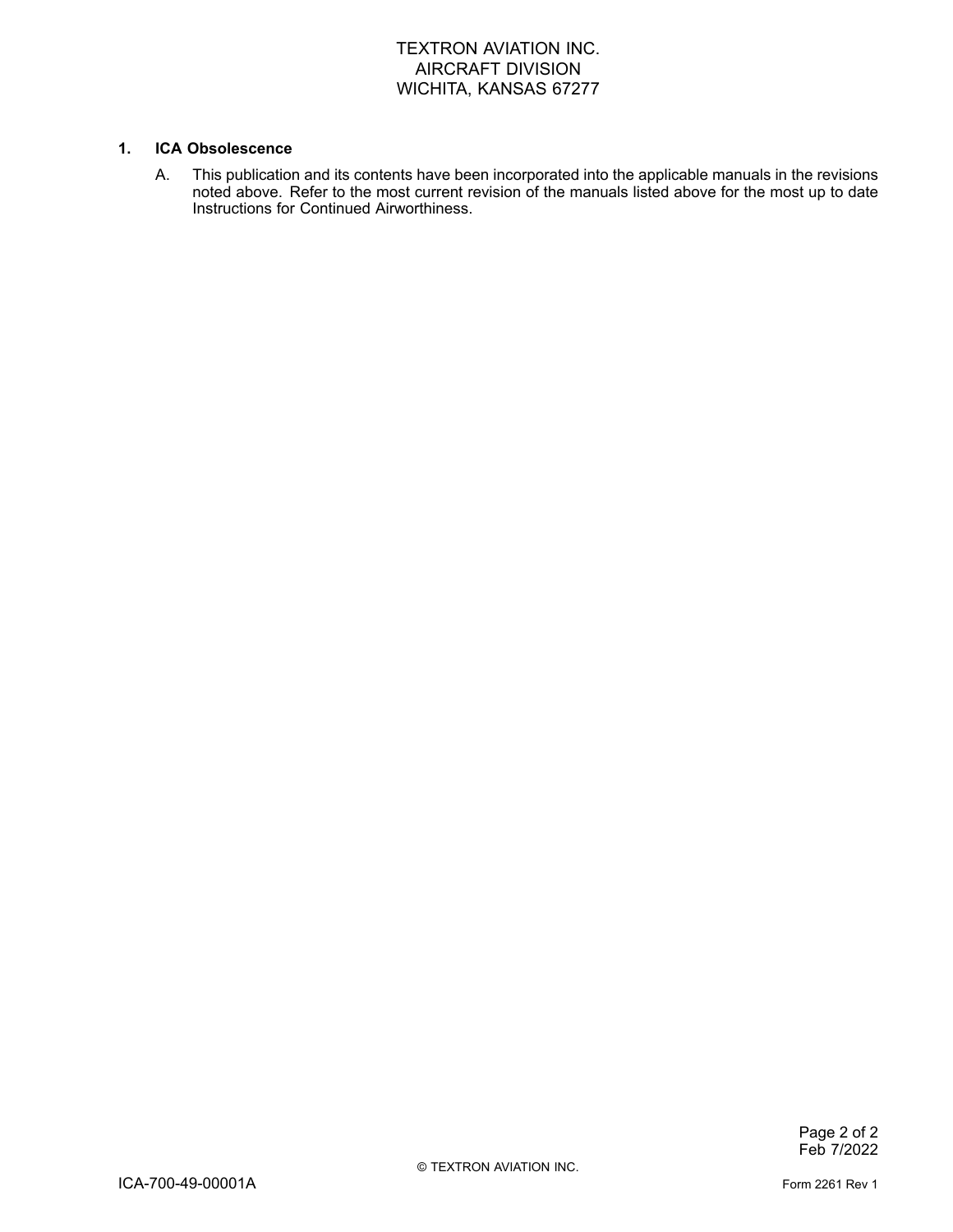## 1. ICA Obsolescence

A. This publication and its contents have been incorporated into the applicable manuals in the revisions noted above. Refer to the most current revision of the manuals listed above for the most up to date Instructions for Continued Airworthiness.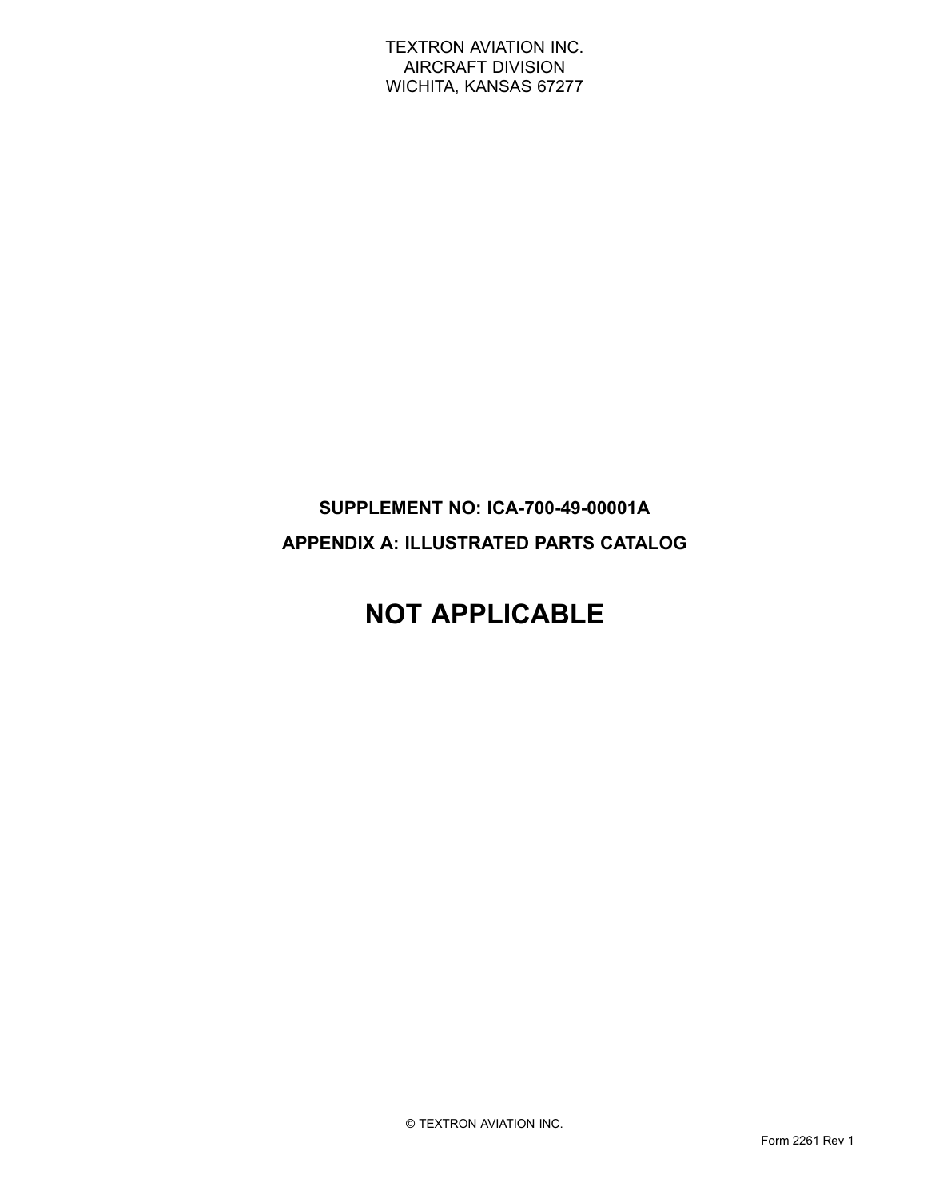TEXTRON AVIATION INC.
AIRCRAFT DIVISION
WICHITA, KANSAS 67277

**SUPPLEMENT NO: ICA-700-49-00001A**

**APPENDIX A: ILLUSTRATED PARTS CATALOG**

# NOT APPLICABLE

© TEXTRON AVIATION INC.

Form 2261 Rev 1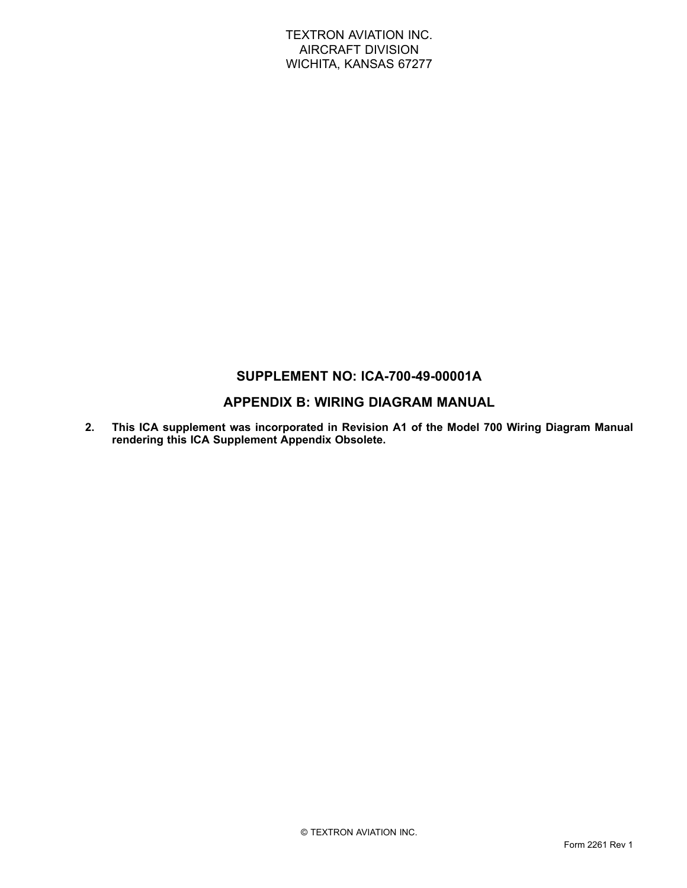TEXTRON AVIATION INC.
AIRCRAFT DIVISION
WICHITA, KANSAS 67277

## SUPPLEMENT NO: ICA-700-49-00001A

## APPENDIX B: WIRING DIAGRAM MANUAL

2. **This ICA supplement was incorporated in Revision A1 of the Model 700 Wiring Diagram Manual rendering this ICA Supplement Appendix Obsolete.**

© TEXTRON AVIATION INC.

Form 2261 Rev 1